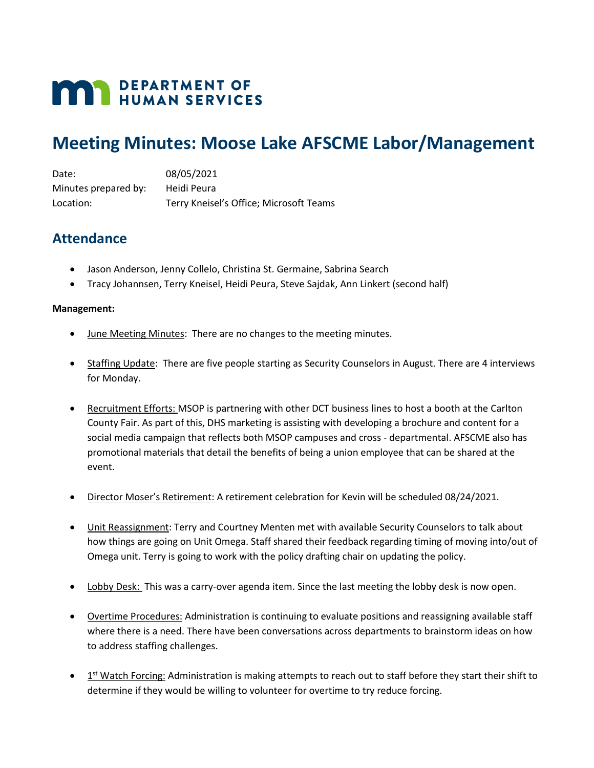**DEPARTMENT OF HUMAN SERVICES**

# Meeting Minutes: Moose Lake AFSCME Labor/Management

Date: 08/05/2021
Minutes prepared by: Heidi Peura
Location: Terry Kneisel's Office; Microsoft Teams

## Attendance

- Jason Anderson, Jenny Collelo, Christina St. Germaine, Sabrina Search
- Tracy Johannsen, Terry Kneisel, Heidi Peura, Steve Sajdak, Ann Linkert (second half)

**Management:**

- June Meeting Minutes: There are no changes to the meeting minutes.
- Staffing Update: There are five people starting as Security Counselors in August. There are 4 interviews for Monday.
- Recruitment Efforts: MSOP is partnering with other DCT business lines to host a booth at the Carlton County Fair. As part of this, DHS marketing is assisting with developing a brochure and content for a social media campaign that reflects both MSOP campuses and cross - departmental. AFSCME also has promotional materials that detail the benefits of being a union employee that can be shared at the event.
- Director Moser's Retirement: A retirement celebration for Kevin will be scheduled 08/24/2021.
- Unit Reassignment: Terry and Courtney Menten met with available Security Counselors to talk about how things are going on Unit Omega. Staff shared their feedback regarding timing of moving into/out of Omega unit. Terry is going to work with the policy drafting chair on updating the policy.
- Lobby Desk: This was a carry-over agenda item. Since the last meeting the lobby desk is now open.
- Overtime Procedures: Administration is continuing to evaluate positions and reassigning available staff where there is a need. There have been conversations across departments to brainstorm ideas on how to address staffing challenges.
- 1st Watch Forcing: Administration is making attempts to reach out to staff before they start their shift to determine if they would be willing to volunteer for overtime to try reduce forcing.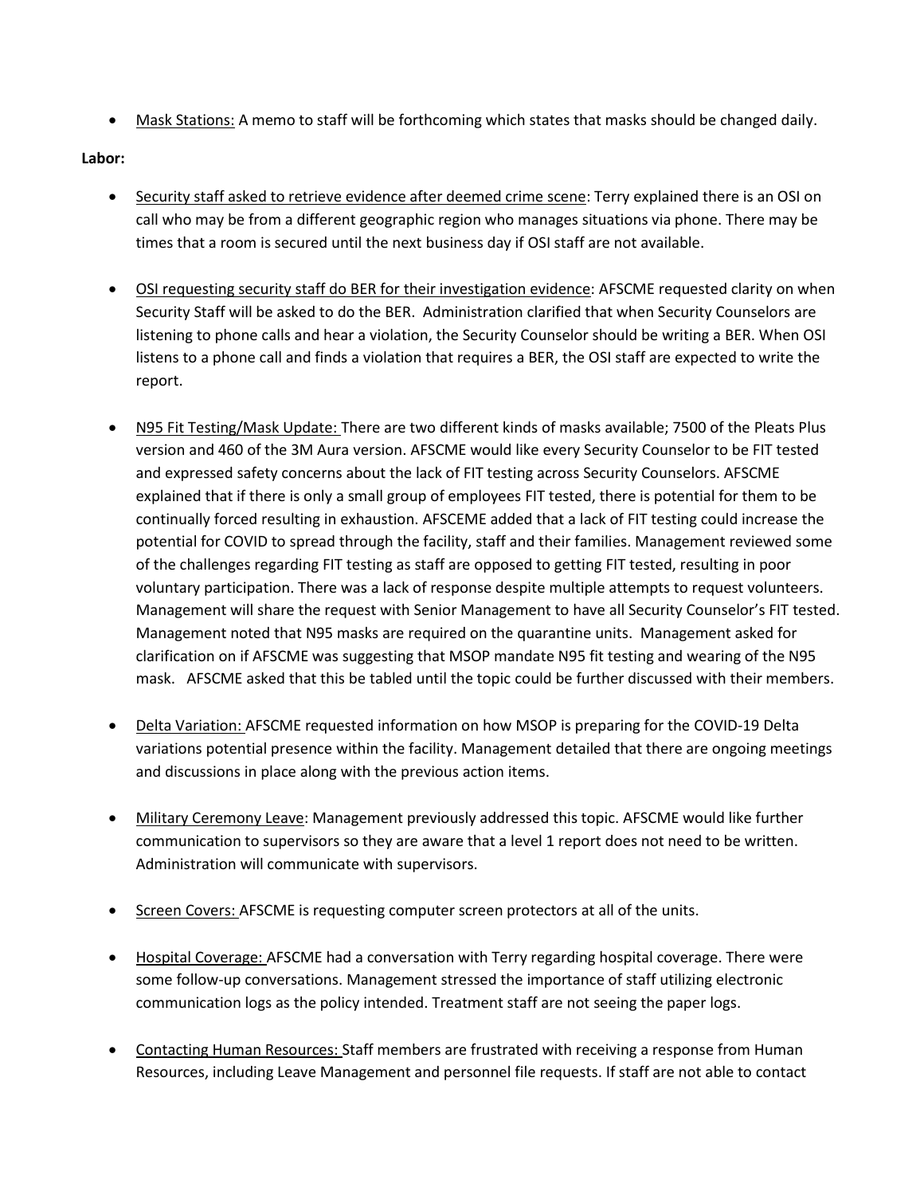- Mask Stations: A memo to staff will be forthcoming which states that masks should be changed daily.

**Labor:**

- Security staff asked to retrieve evidence after deemed crime scene: Terry explained there is an OSI on call who may be from a different geographic region who manages situations via phone. There may be times that a room is secured until the next business day if OSI staff are not available.

- OSI requesting security staff do BER for their investigation evidence: AFSCME requested clarity on when Security Staff will be asked to do the BER. Administration clarified that when Security Counselors are listening to phone calls and hear a violation, the Security Counselor should be writing a BER. When OSI listens to a phone call and finds a violation that requires a BER, the OSI staff are expected to write the report.

- N95 Fit Testing/Mask Update: There are two different kinds of masks available; 7500 of the Pleats Plus version and 460 of the 3M Aura version. AFSCME would like every Security Counselor to be FIT tested and expressed safety concerns about the lack of FIT testing across Security Counselors. AFSCME explained that if there is only a small group of employees FIT tested, there is potential for them to be continually forced resulting in exhaustion. AFSCEME added that a lack of FIT testing could increase the potential for COVID to spread through the facility, staff and their families. Management reviewed some of the challenges regarding FIT testing as staff are opposed to getting FIT tested, resulting in poor voluntary participation. There was a lack of response despite multiple attempts to request volunteers. Management will share the request with Senior Management to have all Security Counselor's FIT tested. Management noted that N95 masks are required on the quarantine units. Management asked for clarification on if AFSCME was suggesting that MSOP mandate N95 fit testing and wearing of the N95 mask. AFSCME asked that this be tabled until the topic could be further discussed with their members.

- Delta Variation: AFSCME requested information on how MSOP is preparing for the COVID-19 Delta variations potential presence within the facility. Management detailed that there are ongoing meetings and discussions in place along with the previous action items.

- Military Ceremony Leave: Management previously addressed this topic. AFSCME would like further communication to supervisors so they are aware that a level 1 report does not need to be written. Administration will communicate with supervisors.

- Screen Covers: AFSCME is requesting computer screen protectors at all of the units.

- Hospital Coverage: AFSCME had a conversation with Terry regarding hospital coverage. There were some follow-up conversations. Management stressed the importance of staff utilizing electronic communication logs as the policy intended. Treatment staff are not seeing the paper logs.

- Contacting Human Resources: Staff members are frustrated with receiving a response from Human Resources, including Leave Management and personnel file requests. If staff are not able to contact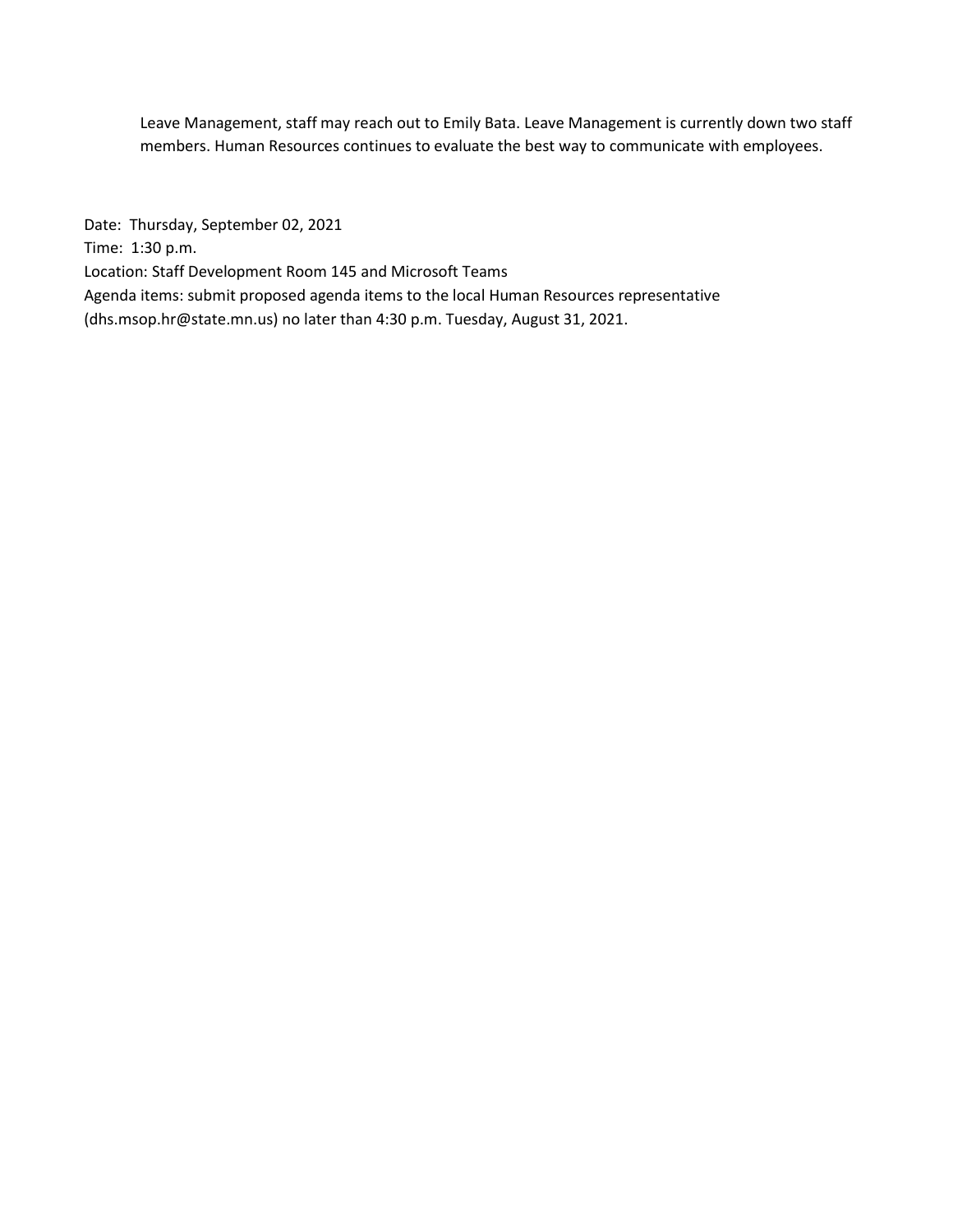Leave Management, staff may reach out to Emily Bata. Leave Management is currently down two staff members. Human Resources continues to evaluate the best way to communicate with employees.

Date: Thursday, September 02, 2021

Time: 1:30 p.m.

Location: Staff Development Room 145 and Microsoft Teams

Agenda items: submit proposed agenda items to the local Human Resources representative (dhs.msop.hr@state.mn.us) no later than 4:30 p.m. Tuesday, August 31, 2021.